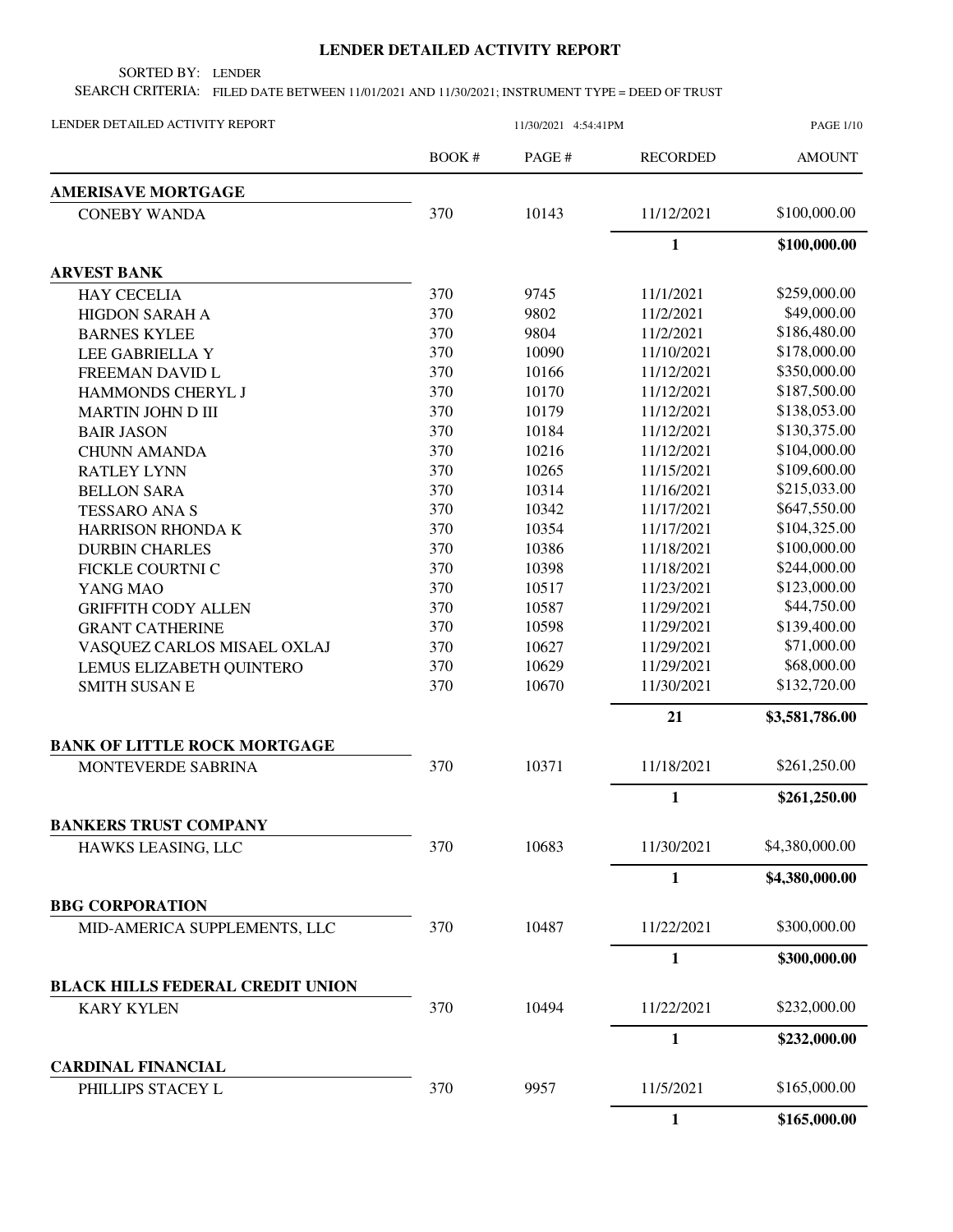# LENDER DETAILED ACTIVITY REPORT

SORTED BY: LENDER

SEARCH CRITERIA: FILED DATE BETWEEN 11/01/2021 AND 11/30/2021; INSTRUMENT TYPE = DEED OF TRUST

LENDER DETAILED ACTIVITY REPORT — 11/30/2021 4:54:41PM

| | BOOK # | PAGE # | RECORDED | AMOUNT |
|---|---|---|---|---|
| **AMERISAVE MORTGAGE** | | | | |
| CONEBY WANDA | 370 | 10143 | 11/12/2021 | \$100,000.00 |
| | | | **1** | **\$100,000.00** |
| **ARVEST BANK** | | | | |
| HAY CECELIA | 370 | 9745 | 11/1/2021 | \$259,000.00 |
| HIGDON SARAH A | 370 | 9802 | 11/2/2021 | \$49,000.00 |
| BARNES KYLEE | 370 | 9804 | 11/2/2021 | \$186,480.00 |
| LEE GABRIELLA Y | 370 | 10090 | 11/10/2021 | \$178,000.00 |
| FREEMAN DAVID L | 370 | 10166 | 11/12/2021 | \$350,000.00 |
| HAMMONDS CHERYL J | 370 | 10170 | 11/12/2021 | \$187,500.00 |
| MARTIN JOHN D III | 370 | 10179 | 11/12/2021 | \$138,053.00 |
| BAIR JASON | 370 | 10184 | 11/12/2021 | \$130,375.00 |
| CHUNN AMANDA | 370 | 10216 | 11/12/2021 | \$104,000.00 |
| RATLEY LYNN | 370 | 10265 | 11/15/2021 | \$109,600.00 |
| BELLON SARA | 370 | 10314 | 11/16/2021 | \$215,033.00 |
| TESSARO ANA S | 370 | 10342 | 11/17/2021 | \$647,550.00 |
| HARRISON RHONDA K | 370 | 10354 | 11/17/2021 | \$104,325.00 |
| DURBIN CHARLES | 370 | 10386 | 11/18/2021 | \$100,000.00 |
| FICKLE COURTNI C | 370 | 10398 | 11/18/2021 | \$244,000.00 |
| YANG MAO | 370 | 10517 | 11/23/2021 | \$123,000.00 |
| GRIFFITH CODY ALLEN | 370 | 10587 | 11/29/2021 | \$44,750.00 |
| GRANT CATHERINE | 370 | 10598 | 11/29/2021 | \$139,400.00 |
| VASQUEZ CARLOS MISAEL OXLAJ | 370 | 10627 | 11/29/2021 | \$71,000.00 |
| LEMUS ELIZABETH QUINTERO | 370 | 10629 | 11/29/2021 | \$68,000.00 |
| SMITH SUSAN E | 370 | 10670 | 11/30/2021 | \$132,720.00 |
| | | | **21** | **\$3,581,786.00** |
| **BANK OF LITTLE ROCK MORTGAGE** | | | | |
| MONTEVERDE SABRINA | 370 | 10371 | 11/18/2021 | \$261,250.00 |
| | | | **1** | **\$261,250.00** |
| **BANKERS TRUST COMPANY** | | | | |
| HAWKS LEASING, LLC | 370 | 10683 | 11/30/2021 | \$4,380,000.00 |
| | | | **1** | **\$4,380,000.00** |
| **BBG CORPORATION** | | | | |
| MID-AMERICA SUPPLEMENTS, LLC | 370 | 10487 | 11/22/2021 | \$300,000.00 |
| | | | **1** | **\$300,000.00** |
| **BLACK HILLS FEDERAL CREDIT UNION** | | | | |
| KARY KYLEN | 370 | 10494 | 11/22/2021 | \$232,000.00 |
| | | | **1** | **\$232,000.00** |
| **CARDINAL FINANCIAL** | | | | |
| PHILLIPS STACEY L | 370 | 9957 | 11/5/2021 | \$165,000.00 |
| | | | **1** | **\$165,000.00** |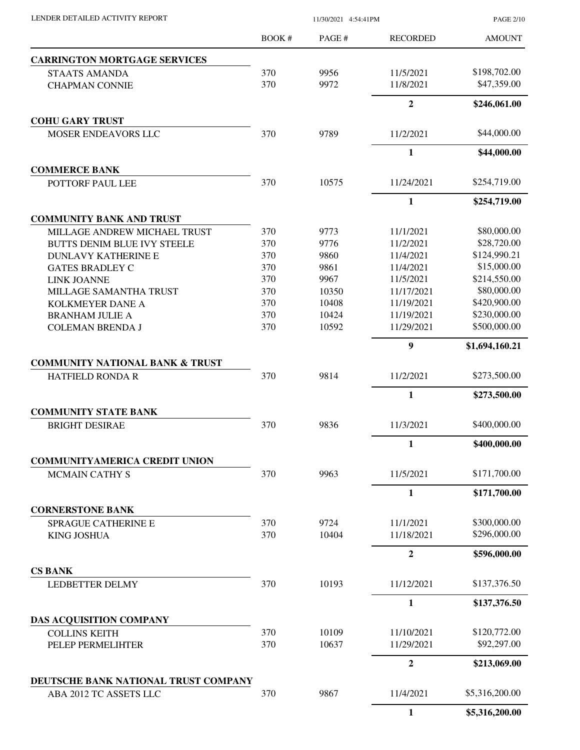LENDER DETAILED ACTIVITY REPORT

11/30/2021 4:54:41PM

| | BOOK # | PAGE # | RECORDED | AMOUNT |
|---|---|---|---|---|
| **CARRINGTON MORTGAGE SERVICES** | | | | |
| STAATS AMANDA | 370 | 9956 | 11/5/2021 | $198,702.00 |
| CHAPMAN CONNIE | 370 | 9972 | 11/8/2021 | $47,359.00 |
| | | | **2** | **$246,061.00** |
| **COHU GARY TRUST** | | | | |
| MOSER ENDEAVORS LLC | 370 | 9789 | 11/2/2021 | $44,000.00 |
| | | | **1** | **$44,000.00** |
| **COMMERCE BANK** | | | | |
| POTTORF PAUL LEE | 370 | 10575 | 11/24/2021 | $254,719.00 |
| | | | **1** | **$254,719.00** |
| **COMMUNITY BANK AND TRUST** | | | | |
| MILLAGE ANDREW MICHAEL TRUST | 370 | 9773 | 11/1/2021 | $80,000.00 |
| BUTTS DENIM BLUE IVY STEELE | 370 | 9776 | 11/2/2021 | $28,720.00 |
| DUNLAVY KATHERINE E | 370 | 9860 | 11/4/2021 | $124,990.21 |
| GATES BRADLEY C | 370 | 9861 | 11/4/2021 | $15,000.00 |
| LINK JOANNE | 370 | 9967 | 11/5/2021 | $214,550.00 |
| MILLAGE SAMANTHA TRUST | 370 | 10350 | 11/17/2021 | $80,000.00 |
| KOLKMEYER DANE A | 370 | 10408 | 11/19/2021 | $420,900.00 |
| BRANHAM JULIE A | 370 | 10424 | 11/19/2021 | $230,000.00 |
| COLEMAN BRENDA J | 370 | 10592 | 11/29/2021 | $500,000.00 |
| | | | **9** | **$1,694,160.21** |
| **COMMUNITY NATIONAL BANK & TRUST** | | | | |
| HATFIELD RONDA R | 370 | 9814 | 11/2/2021 | $273,500.00 |
| | | | **1** | **$273,500.00** |
| **COMMUNITY STATE BANK** | | | | |
| BRIGHT DESIRAE | 370 | 9836 | 11/3/2021 | $400,000.00 |
| | | | **1** | **$400,000.00** |
| **COMMUNITYAMERICA CREDIT UNION** | | | | |
| MCMAIN CATHY S | 370 | 9963 | 11/5/2021 | $171,700.00 |
| | | | **1** | **$171,700.00** |
| **CORNERSTONE BANK** | | | | |
| SPRAGUE CATHERINE E | 370 | 9724 | 11/1/2021 | $300,000.00 |
| KING JOSHUA | 370 | 10404 | 11/18/2021 | $296,000.00 |
| | | | **2** | **$596,000.00** |
| **CS BANK** | | | | |
| LEDBETTER DELMY | 370 | 10193 | 11/12/2021 | $137,376.50 |
| | | | **1** | **$137,376.50** |
| **DAS ACQUISITION COMPANY** | | | | |
| COLLINS KEITH | 370 | 10109 | 11/10/2021 | $120,772.00 |
| PELEP PERMELIHTER | 370 | 10637 | 11/29/2021 | $92,297.00 |
| | | | **2** | **$213,069.00** |
| **DEUTSCHE BANK NATIONAL TRUST COMPANY** | | | | |
| ABA 2012 TC ASSETS LLC | 370 | 9867 | 11/4/2021 | $5,316,200.00 |
| | | | **1** | **$5,316,200.00** |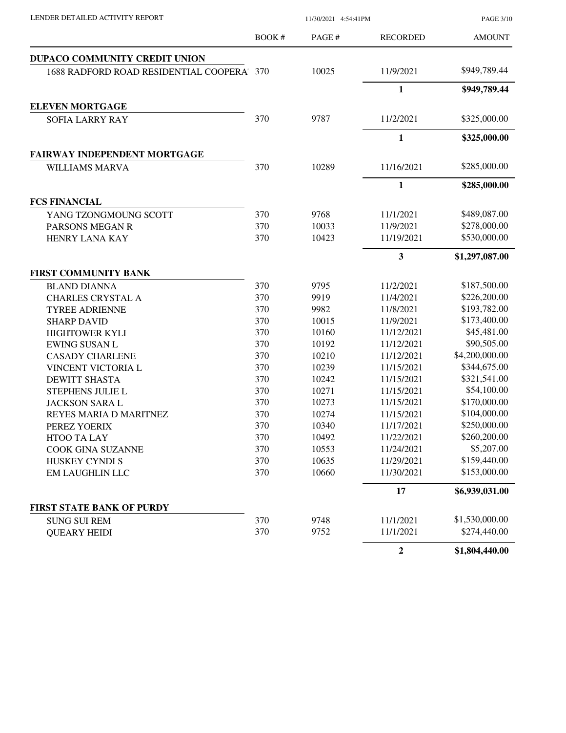| | BOOK # | PAGE # | RECORDED | AMOUNT |
|---|---|---|---|---|
| **DUPACO COMMUNITY CREDIT UNION** | | | | |
| 1688 RADFORD ROAD RESIDENTIAL COOPERA' | 370 | 10025 | 11/9/2021 | $949,789.44 |
| | | | **1** | **$949,789.44** |
| **ELEVEN MORTGAGE** | | | | |
| SOFIA LARRY RAY | 370 | 9787 | 11/2/2021 | $325,000.00 |
| | | | **1** | **$325,000.00** |
| **FAIRWAY INDEPENDENT MORTGAGE** | | | | |
| WILLIAMS MARVA | 370 | 10289 | 11/16/2021 | $285,000.00 |
| | | | **1** | **$285,000.00** |
| **FCS FINANCIAL** | | | | |
| YANG TZONGMOUNG SCOTT | 370 | 9768 | 11/1/2021 | $489,087.00 |
| PARSONS MEGAN R | 370 | 10033 | 11/9/2021 | $278,000.00 |
| HENRY LANA KAY | 370 | 10423 | 11/19/2021 | $530,000.00 |
| | | | **3** | **$1,297,087.00** |
| **FIRST COMMUNITY BANK** | | | | |
| BLAND DIANNA | 370 | 9795 | 11/2/2021 | $187,500.00 |
| CHARLES CRYSTAL A | 370 | 9919 | 11/4/2021 | $226,200.00 |
| TYREE ADRIENNE | 370 | 9982 | 11/8/2021 | $193,782.00 |
| SHARP DAVID | 370 | 10015 | 11/9/2021 | $173,400.00 |
| HIGHTOWER KYLI | 370 | 10160 | 11/12/2021 | $45,481.00 |
| EWING SUSAN L | 370 | 10192 | 11/12/2021 | $90,505.00 |
| CASADY CHARLENE | 370 | 10210 | 11/12/2021 | $4,200,000.00 |
| VINCENT VICTORIA L | 370 | 10239 | 11/15/2021 | $344,675.00 |
| DEWITT SHASTA | 370 | 10242 | 11/15/2021 | $321,541.00 |
| STEPHENS JULIE L | 370 | 10271 | 11/15/2021 | $54,100.00 |
| JACKSON SARA L | 370 | 10273 | 11/15/2021 | $170,000.00 |
| REYES MARIA D MARITNEZ | 370 | 10274 | 11/15/2021 | $104,000.00 |
| PEREZ YOERIX | 370 | 10340 | 11/17/2021 | $250,000.00 |
| HTOO TA LAY | 370 | 10492 | 11/22/2021 | $260,200.00 |
| COOK GINA SUZANNE | 370 | 10553 | 11/24/2021 | $5,207.00 |
| HUSKEY CYNDI S | 370 | 10635 | 11/29/2021 | $159,440.00 |
| EM LAUGHLIN LLC | 370 | 10660 | 11/30/2021 | $153,000.00 |
| | | | **17** | **$6,939,031.00** |
| **FIRST STATE BANK OF PURDY** | | | | |
| SUNG SUI REM | 370 | 9748 | 11/1/2021 | $1,530,000.00 |
| QUEARY HEIDI | 370 | 9752 | 11/1/2021 | $274,440.00 |
| | | | **2** | **$1,804,440.00** |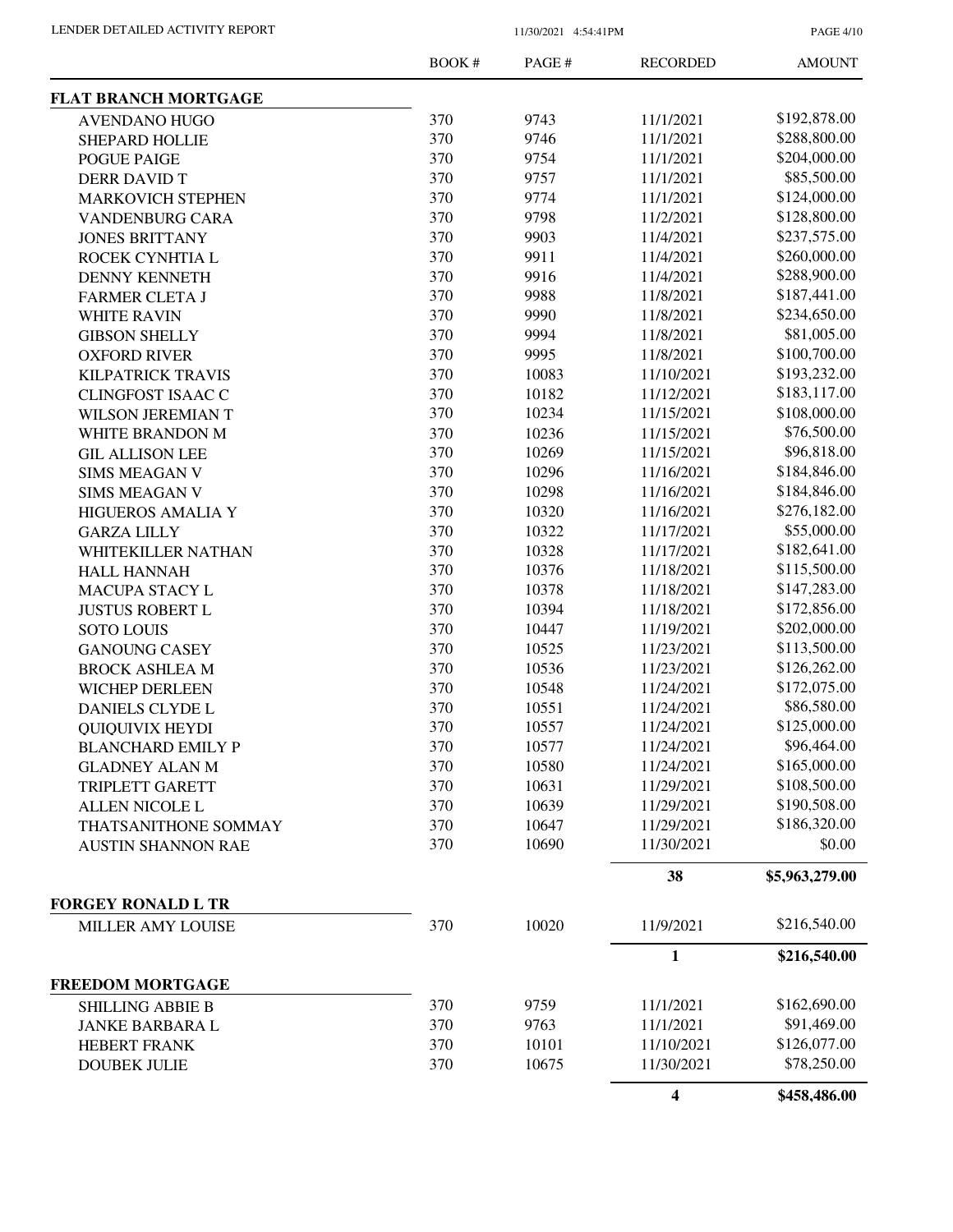| | BOOK # | PAGE # | RECORDED | AMOUNT |
|---|---|---|---|---|
| **FLAT BRANCH MORTGAGE** | | | | |
| AVENDANO HUGO | 370 | 9743 | 11/1/2021 | $192,878.00 |
| SHEPARD HOLLIE | 370 | 9746 | 11/1/2021 | $288,800.00 |
| POGUE PAIGE | 370 | 9754 | 11/1/2021 | $204,000.00 |
| DERR DAVID T | 370 | 9757 | 11/1/2021 | $85,500.00 |
| MARKOVICH STEPHEN | 370 | 9774 | 11/1/2021 | $124,000.00 |
| VANDENBURG CARA | 370 | 9798 | 11/2/2021 | $128,800.00 |
| JONES BRITTANY | 370 | 9903 | 11/4/2021 | $237,575.00 |
| ROCEK CYNHTIA L | 370 | 9911 | 11/4/2021 | $260,000.00 |
| DENNY KENNETH | 370 | 9916 | 11/4/2021 | $288,900.00 |
| FARMER CLETA J | 370 | 9988 | 11/8/2021 | $187,441.00 |
| WHITE RAVIN | 370 | 9990 | 11/8/2021 | $234,650.00 |
| GIBSON SHELLY | 370 | 9994 | 11/8/2021 | $81,005.00 |
| OXFORD RIVER | 370 | 9995 | 11/8/2021 | $100,700.00 |
| KILPATRICK TRAVIS | 370 | 10083 | 11/10/2021 | $193,232.00 |
| CLINGFOST ISAAC C | 370 | 10182 | 11/12/2021 | $183,117.00 |
| WILSON JEREMIAN T | 370 | 10234 | 11/15/2021 | $108,000.00 |
| WHITE BRANDON M | 370 | 10236 | 11/15/2021 | $76,500.00 |
| GIL ALLISON LEE | 370 | 10269 | 11/15/2021 | $96,818.00 |
| SIMS MEAGAN V | 370 | 10296 | 11/16/2021 | $184,846.00 |
| SIMS MEAGAN V | 370 | 10298 | 11/16/2021 | $184,846.00 |
| HIGUEROS AMALIA Y | 370 | 10320 | 11/16/2021 | $276,182.00 |
| GARZA LILLY | 370 | 10322 | 11/17/2021 | $55,000.00 |
| WHITEKILLER NATHAN | 370 | 10328 | 11/17/2021 | $182,641.00 |
| HALL HANNAH | 370 | 10376 | 11/18/2021 | $115,500.00 |
| MACUPA STACY L | 370 | 10378 | 11/18/2021 | $147,283.00 |
| JUSTUS ROBERT L | 370 | 10394 | 11/18/2021 | $172,856.00 |
| SOTO LOUIS | 370 | 10447 | 11/19/2021 | $202,000.00 |
| GANOUNG CASEY | 370 | 10525 | 11/23/2021 | $113,500.00 |
| BROCK ASHLEA M | 370 | 10536 | 11/23/2021 | $126,262.00 |
| WICHEP DERLEEN | 370 | 10548 | 11/24/2021 | $172,075.00 |
| DANIELS CLYDE L | 370 | 10551 | 11/24/2021 | $86,580.00 |
| QUIQUIVIX HEYDI | 370 | 10557 | 11/24/2021 | $125,000.00 |
| BLANCHARD EMILY P | 370 | 10577 | 11/24/2021 | $96,464.00 |
| GLADNEY ALAN M | 370 | 10580 | 11/24/2021 | $165,000.00 |
| TRIPLETT GARETT | 370 | 10631 | 11/29/2021 | $108,500.00 |
| ALLEN NICOLE L | 370 | 10639 | 11/29/2021 | $190,508.00 |
| THATSANITHONE SOMMAY | 370 | 10647 | 11/29/2021 | $186,320.00 |
| AUSTIN SHANNON RAE | 370 | 10690 | 11/30/2021 | $0.00 |
| | | | **38** | **$5,963,279.00** |
| **FORGEY RONALD L TR** | | | | |
| MILLER AMY LOUISE | 370 | 10020 | 11/9/2021 | $216,540.00 |
| | | | **1** | **$216,540.00** |
| **FREEDOM MORTGAGE** | | | | |
| SHILLING ABBIE B | 370 | 9759 | 11/1/2021 | $162,690.00 |
| JANKE BARBARA L | 370 | 9763 | 11/1/2021 | $91,469.00 |
| HEBERT FRANK | 370 | 10101 | 11/10/2021 | $126,077.00 |
| DOUBEK JULIE | 370 | 10675 | 11/30/2021 | $78,250.00 |
| | | | **4** | **$458,486.00** |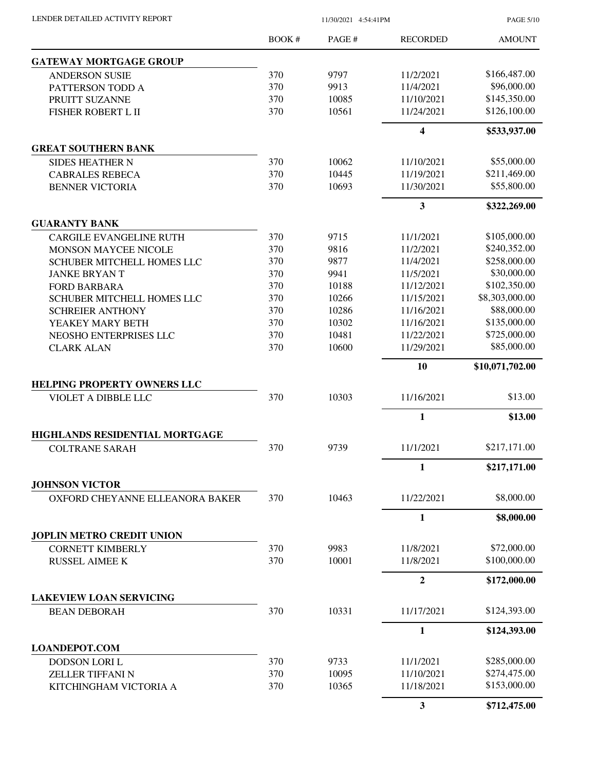| | BOOK # | PAGE # | RECORDED | AMOUNT |
|---|---|---|---|---|
| **GATEWAY MORTGAGE GROUP** | | | | |
| ANDERSON SUSIE | 370 | 9797 | 11/2/2021 | $166,487.00 |
| PATTERSON TODD A | 370 | 9913 | 11/4/2021 | $96,000.00 |
| PRUITT SUZANNE | 370 | 10085 | 11/10/2021 | $145,350.00 |
| FISHER ROBERT L II | 370 | 10561 | 11/24/2021 | $126,100.00 |
| | | | **4** | **$533,937.00** |
| **GREAT SOUTHERN BANK** | | | | |
| SIDES HEATHER N | 370 | 10062 | 11/10/2021 | $55,000.00 |
| CABRALES REBECA | 370 | 10445 | 11/19/2021 | $211,469.00 |
| BENNER VICTORIA | 370 | 10693 | 11/30/2021 | $55,800.00 |
| | | | **3** | **$322,269.00** |
| **GUARANTY BANK** | | | | |
| CARGILE EVANGELINE RUTH | 370 | 9715 | 11/1/2021 | $105,000.00 |
| MONSON MAYCEE NICOLE | 370 | 9816 | 11/2/2021 | $240,352.00 |
| SCHUBER MITCHELL HOMES LLC | 370 | 9877 | 11/4/2021 | $258,000.00 |
| JANKE BRYAN T | 370 | 9941 | 11/5/2021 | $30,000.00 |
| FORD BARBARA | 370 | 10188 | 11/12/2021 | $102,350.00 |
| SCHUBER MITCHELL HOMES LLC | 370 | 10266 | 11/15/2021 | $8,303,000.00 |
| SCHREIER ANTHONY | 370 | 10286 | 11/16/2021 | $88,000.00 |
| YEAKEY MARY BETH | 370 | 10302 | 11/16/2021 | $135,000.00 |
| NEOSHO ENTERPRISES LLC | 370 | 10481 | 11/22/2021 | $725,000.00 |
| CLARK ALAN | 370 | 10600 | 11/29/2021 | $85,000.00 |
| | | | **10** | **$10,071,702.00** |
| **HELPING PROPERTY OWNERS LLC** | | | | |
| VIOLET A DIBBLE LLC | 370 | 10303 | 11/16/2021 | $13.00 |
| | | | **1** | **$13.00** |
| **HIGHLANDS RESIDENTIAL MORTGAGE** | | | | |
| COLTRANE SARAH | 370 | 9739 | 11/1/2021 | $217,171.00 |
| | | | **1** | **$217,171.00** |
| **JOHNSON VICTOR** | | | | |
| OXFORD CHEYANNE ELLEANORA BAKER | 370 | 10463 | 11/22/2021 | $8,000.00 |
| | | | **1** | **$8,000.00** |
| **JOPLIN METRO CREDIT UNION** | | | | |
| CORNETT KIMBERLY | 370 | 9983 | 11/8/2021 | $72,000.00 |
| RUSSEL AIMEE K | 370 | 10001 | 11/8/2021 | $100,000.00 |
| | | | **2** | **$172,000.00** |
| **LAKEVIEW LOAN SERVICING** | | | | |
| BEAN DEBORAH | 370 | 10331 | 11/17/2021 | $124,393.00 |
| | | | **1** | **$124,393.00** |
| **LOANDEPOT.COM** | | | | |
| DODSON LORI L | 370 | 9733 | 11/1/2021 | $285,000.00 |
| ZELLER TIFFANI N | 370 | 10095 | 11/10/2021 | $274,475.00 |
| KITCHINGHAM VICTORIA A | 370 | 10365 | 11/18/2021 | $153,000.00 |
| | | | **3** | **$712,475.00** |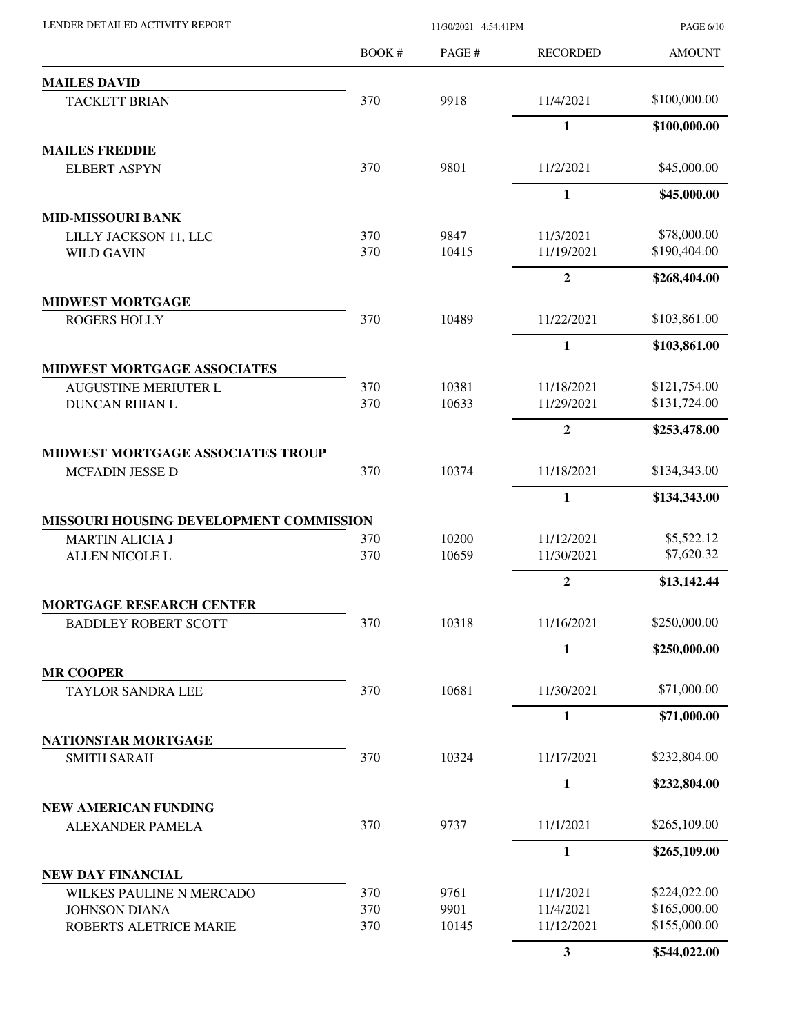LENDER DETAILED ACTIVITY REPORT 11/30/2021 4:54:41PM

| | BOOK # | PAGE # | RECORDED | AMOUNT |
|---|---|---|---|---|
| **MAILES DAVID** | | | | |
| TACKETT BRIAN | 370 | 9918 | 11/4/2021 | $100,000.00 |
| | | | **1** | **$100,000.00** |
| **MAILES FREDDIE** | | | | |
| ELBERT ASPYN | 370 | 9801 | 11/2/2021 | $45,000.00 |
| | | | **1** | **$45,000.00** |
| **MID-MISSOURI BANK** | | | | |
| LILLY JACKSON 11, LLC | 370 | 9847 | 11/3/2021 | $78,000.00 |
| WILD GAVIN | 370 | 10415 | 11/19/2021 | $190,404.00 |
| | | | **2** | **$268,404.00** |
| **MIDWEST MORTGAGE** | | | | |
| ROGERS HOLLY | 370 | 10489 | 11/22/2021 | $103,861.00 |
| | | | **1** | **$103,861.00** |
| **MIDWEST MORTGAGE ASSOCIATES** | | | | |
| AUGUSTINE MERIUTER L | 370 | 10381 | 11/18/2021 | $121,754.00 |
| DUNCAN RHIAN L | 370 | 10633 | 11/29/2021 | $131,724.00 |
| | | | **2** | **$253,478.00** |
| **MIDWEST MORTGAGE ASSOCIATES TROUP** | | | | |
| MCFADIN JESSE D | 370 | 10374 | 11/18/2021 | $134,343.00 |
| | | | **1** | **$134,343.00** |
| **MISSOURI HOUSING DEVELOPMENT COMMISSION** | | | | |
| MARTIN ALICIA J | 370 | 10200 | 11/12/2021 | $5,522.12 |
| ALLEN NICOLE L | 370 | 10659 | 11/30/2021 | $7,620.32 |
| | | | **2** | **$13,142.44** |
| **MORTGAGE RESEARCH CENTER** | | | | |
| BADDLEY ROBERT SCOTT | 370 | 10318 | 11/16/2021 | $250,000.00 |
| | | | **1** | **$250,000.00** |
| **MR COOPER** | | | | |
| TAYLOR SANDRA LEE | 370 | 10681 | 11/30/2021 | $71,000.00 |
| | | | **1** | **$71,000.00** |
| **NATIONSTAR MORTGAGE** | | | | |
| SMITH SARAH | 370 | 10324 | 11/17/2021 | $232,804.00 |
| | | | **1** | **$232,804.00** |
| **NEW AMERICAN FUNDING** | | | | |
| ALEXANDER PAMELA | 370 | 9737 | 11/1/2021 | $265,109.00 |
| | | | **1** | **$265,109.00** |
| **NEW DAY FINANCIAL** | | | | |
| WILKES PAULINE N MERCADO | 370 | 9761 | 11/1/2021 | $224,022.00 |
| JOHNSON DIANA | 370 | 9901 | 11/4/2021 | $165,000.00 |
| ROBERTS ALETRICE MARIE | 370 | 10145 | 11/12/2021 | $155,000.00 |
| | | | **3** | **$544,022.00** |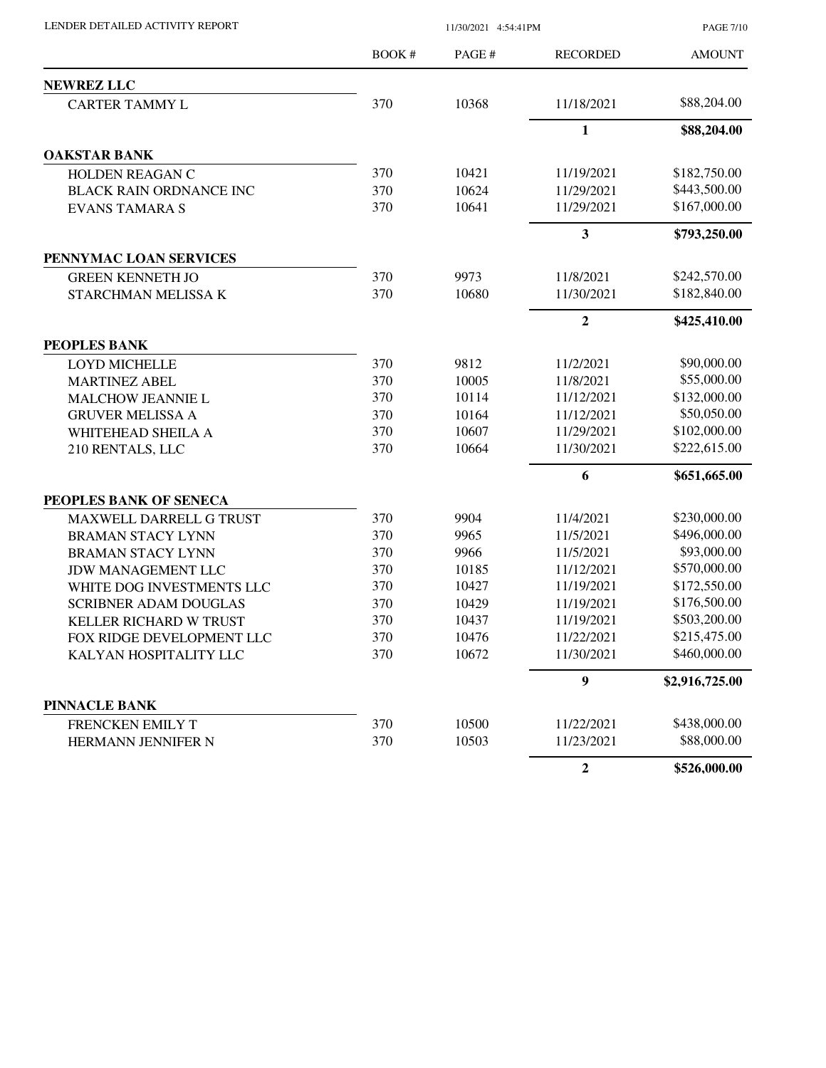LENDER DETAILED ACTIVITY REPORT

11/30/2021 4:54:41PM

| | BOOK # | PAGE # | RECORDED | AMOUNT |
|---|---|---|---|---|
| **NEWREZ LLC** | | | | |
| CARTER TAMMY L | 370 | 10368 | 11/18/2021 | $88,204.00 |
| | | | **1** | **$88,204.00** |
| **OAKSTAR BANK** | | | | |
| HOLDEN REAGAN C | 370 | 10421 | 11/19/2021 | $182,750.00 |
| BLACK RAIN ORDNANCE INC | 370 | 10624 | 11/29/2021 | $443,500.00 |
| EVANS TAMARA S | 370 | 10641 | 11/29/2021 | $167,000.00 |
| | | | **3** | **$793,250.00** |
| **PENNYMAC LOAN SERVICES** | | | | |
| GREEN KENNETH JO | 370 | 9973 | 11/8/2021 | $242,570.00 |
| STARCHMAN MELISSA K | 370 | 10680 | 11/30/2021 | $182,840.00 |
| | | | **2** | **$425,410.00** |
| **PEOPLES BANK** | | | | |
| LOYD MICHELLE | 370 | 9812 | 11/2/2021 | $90,000.00 |
| MARTINEZ ABEL | 370 | 10005 | 11/8/2021 | $55,000.00 |
| MALCHOW JEANNIE L | 370 | 10114 | 11/12/2021 | $132,000.00 |
| GRUVER MELISSA A | 370 | 10164 | 11/12/2021 | $50,050.00 |
| WHITEHEAD SHEILA A | 370 | 10607 | 11/29/2021 | $102,000.00 |
| 210 RENTALS, LLC | 370 | 10664 | 11/30/2021 | $222,615.00 |
| | | | **6** | **$651,665.00** |
| **PEOPLES BANK OF SENECA** | | | | |
| MAXWELL DARRELL G TRUST | 370 | 9904 | 11/4/2021 | $230,000.00 |
| BRAMAN STACY LYNN | 370 | 9965 | 11/5/2021 | $496,000.00 |
| BRAMAN STACY LYNN | 370 | 9966 | 11/5/2021 | $93,000.00 |
| JDW MANAGEMENT LLC | 370 | 10185 | 11/12/2021 | $570,000.00 |
| WHITE DOG INVESTMENTS LLC | 370 | 10427 | 11/19/2021 | $172,550.00 |
| SCRIBNER ADAM DOUGLAS | 370 | 10429 | 11/19/2021 | $176,500.00 |
| KELLER RICHARD W TRUST | 370 | 10437 | 11/19/2021 | $503,200.00 |
| FOX RIDGE DEVELOPMENT LLC | 370 | 10476 | 11/22/2021 | $215,475.00 |
| KALYAN HOSPITALITY LLC | 370 | 10672 | 11/30/2021 | $460,000.00 |
| | | | **9** | **$2,916,725.00** |
| **PINNACLE BANK** | | | | |
| FRENCKEN EMILY T | 370 | 10500 | 11/22/2021 | $438,000.00 |
| HERMANN JENNIFER N | 370 | 10503 | 11/23/2021 | $88,000.00 |
| | | | **2** | **$526,000.00** |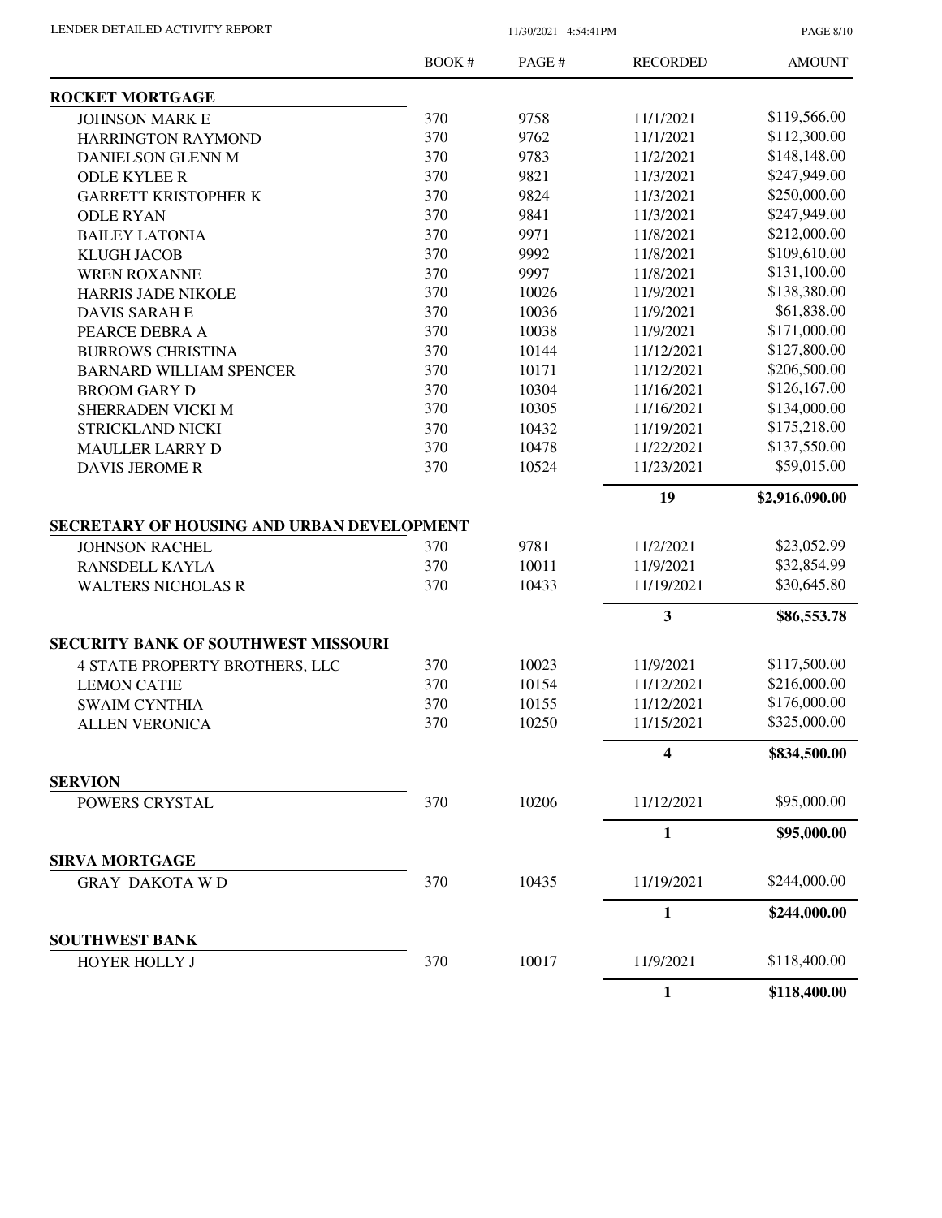| | BOOK # | PAGE # | RECORDED | AMOUNT |
|---|---|---|---|---|
| **ROCKET MORTGAGE** | | | | |
| JOHNSON MARK E | 370 | 9758 | 11/1/2021 | \$119,566.00 |
| HARRINGTON RAYMOND | 370 | 9762 | 11/1/2021 | \$112,300.00 |
| DANIELSON GLENN M | 370 | 9783 | 11/2/2021 | \$148,148.00 |
| ODLE KYLEE R | 370 | 9821 | 11/3/2021 | \$247,949.00 |
| GARRETT KRISTOPHER K | 370 | 9824 | 11/3/2021 | \$250,000.00 |
| ODLE RYAN | 370 | 9841 | 11/3/2021 | \$247,949.00 |
| BAILEY LATONIA | 370 | 9971 | 11/8/2021 | \$212,000.00 |
| KLUGH JACOB | 370 | 9992 | 11/8/2021 | \$109,610.00 |
| WREN ROXANNE | 370 | 9997 | 11/8/2021 | \$131,100.00 |
| HARRIS JADE NIKOLE | 370 | 10026 | 11/9/2021 | \$138,380.00 |
| DAVIS SARAH E | 370 | 10036 | 11/9/2021 | \$61,838.00 |
| PEARCE DEBRA A | 370 | 10038 | 11/9/2021 | \$171,000.00 |
| BURROWS CHRISTINA | 370 | 10144 | 11/12/2021 | \$127,800.00 |
| BARNARD WILLIAM SPENCER | 370 | 10171 | 11/12/2021 | \$206,500.00 |
| BROOM GARY D | 370 | 10304 | 11/16/2021 | \$126,167.00 |
| SHERRADEN VICKI M | 370 | 10305 | 11/16/2021 | \$134,000.00 |
| STRICKLAND NICKI | 370 | 10432 | 11/19/2021 | \$175,218.00 |
| MAULLER LARRY D | 370 | 10478 | 11/22/2021 | \$137,550.00 |
| DAVIS JEROME R | 370 | 10524 | 11/23/2021 | \$59,015.00 |
| | | | **19** | **\$2,916,090.00** |
| **SECRETARY OF HOUSING AND URBAN DEVELOPMENT** | | | | |
| JOHNSON RACHEL | 370 | 9781 | 11/2/2021 | \$23,052.99 |
| RANSDELL KAYLA | 370 | 10011 | 11/9/2021 | \$32,854.99 |
| WALTERS NICHOLAS R | 370 | 10433 | 11/19/2021 | \$30,645.80 |
| | | | **3** | **\$86,553.78** |
| **SECURITY BANK OF SOUTHWEST MISSOURI** | | | | |
| 4 STATE PROPERTY BROTHERS, LLC | 370 | 10023 | 11/9/2021 | \$117,500.00 |
| LEMON CATIE | 370 | 10154 | 11/12/2021 | \$216,000.00 |
| SWAIM CYNTHIA | 370 | 10155 | 11/12/2021 | \$176,000.00 |
| ALLEN VERONICA | 370 | 10250 | 11/15/2021 | \$325,000.00 |
| | | | **4** | **\$834,500.00** |
| **SERVION** | | | | |
| POWERS CRYSTAL | 370 | 10206 | 11/12/2021 | \$95,000.00 |
| | | | **1** | **\$95,000.00** |
| **SIRVA MORTGAGE** | | | | |
| GRAY DAKOTA W D | 370 | 10435 | 11/19/2021 | \$244,000.00 |
| | | | **1** | **\$244,000.00** |
| **SOUTHWEST BANK** | | | | |
| HOYER HOLLY J | 370 | 10017 | 11/9/2021 | \$118,400.00 |
| | | | **1** | **\$118,400.00** |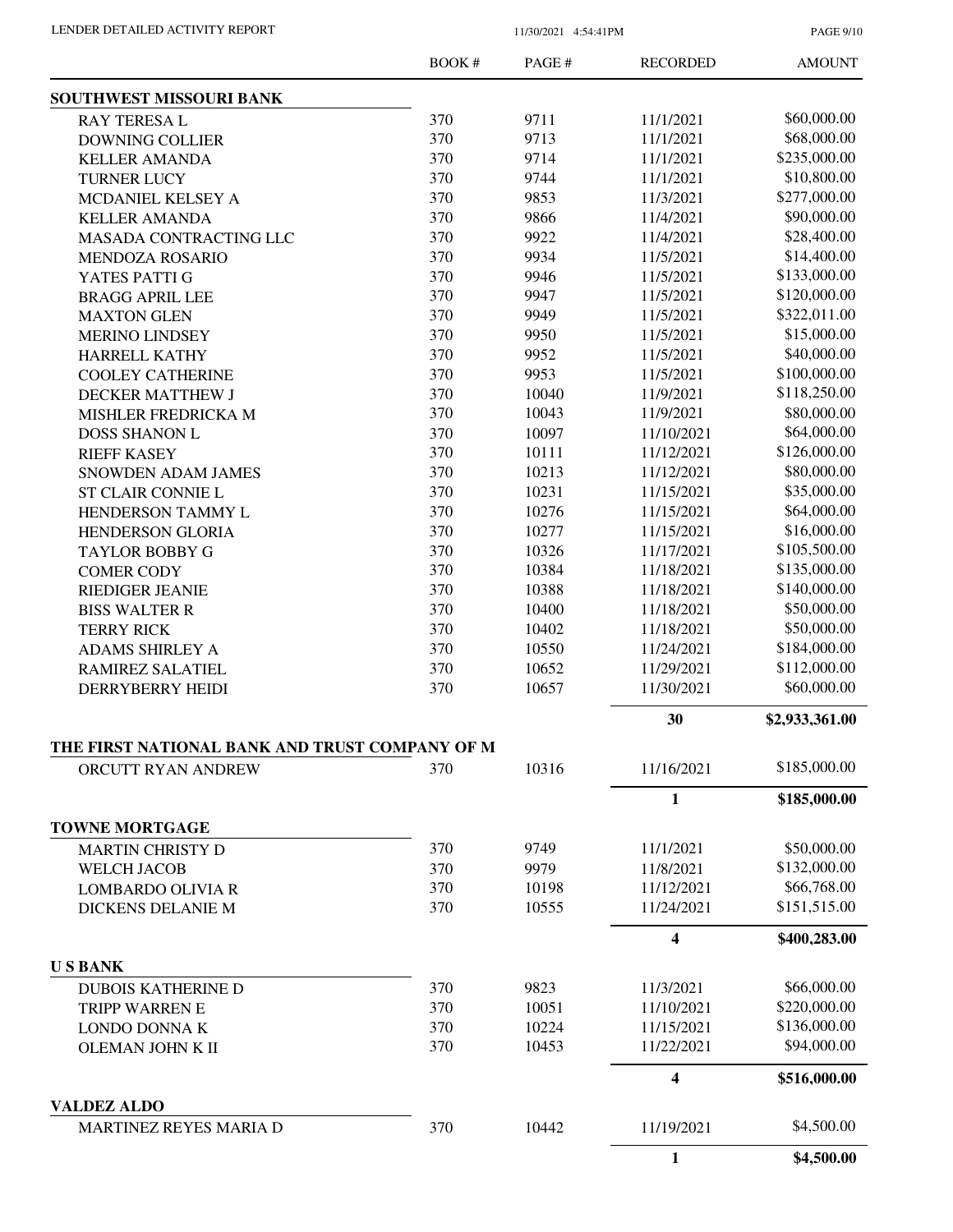| | BOOK # | PAGE # | RECORDED | AMOUNT |
|---|---|---|---|---|
| **SOUTHWEST MISSOURI BANK** | | | | |
| RAY TERESA L | 370 | 9711 | 11/1/2021 | \$60,000.00 |
| DOWNING COLLIER | 370 | 9713 | 11/1/2021 | \$68,000.00 |
| KELLER AMANDA | 370 | 9714 | 11/1/2021 | \$235,000.00 |
| TURNER LUCY | 370 | 9744 | 11/1/2021 | \$10,800.00 |
| MCDANIEL KELSEY A | 370 | 9853 | 11/3/2021 | \$277,000.00 |
| KELLER AMANDA | 370 | 9866 | 11/4/2021 | \$90,000.00 |
| MASADA CONTRACTING LLC | 370 | 9922 | 11/4/2021 | \$28,400.00 |
| MENDOZA ROSARIO | 370 | 9934 | 11/5/2021 | \$14,400.00 |
| YATES PATTI G | 370 | 9946 | 11/5/2021 | \$133,000.00 |
| BRAGG APRIL LEE | 370 | 9947 | 11/5/2021 | \$120,000.00 |
| MAXTON GLEN | 370 | 9949 | 11/5/2021 | \$322,011.00 |
| MERINO LINDSEY | 370 | 9950 | 11/5/2021 | \$15,000.00 |
| HARRELL KATHY | 370 | 9952 | 11/5/2021 | \$40,000.00 |
| COOLEY CATHERINE | 370 | 9953 | 11/5/2021 | \$100,000.00 |
| DECKER MATTHEW J | 370 | 10040 | 11/9/2021 | \$118,250.00 |
| MISHLER FREDRICKA M | 370 | 10043 | 11/9/2021 | \$80,000.00 |
| DOSS SHANON L | 370 | 10097 | 11/10/2021 | \$64,000.00 |
| RIEFF KASEY | 370 | 10111 | 11/12/2021 | \$126,000.00 |
| SNOWDEN ADAM JAMES | 370 | 10213 | 11/12/2021 | \$80,000.00 |
| ST CLAIR CONNIE L | 370 | 10231 | 11/15/2021 | \$35,000.00 |
| HENDERSON TAMMY L | 370 | 10276 | 11/15/2021 | \$64,000.00 |
| HENDERSON GLORIA | 370 | 10277 | 11/15/2021 | \$16,000.00 |
| TAYLOR BOBBY G | 370 | 10326 | 11/17/2021 | \$105,500.00 |
| COMER CODY | 370 | 10384 | 11/18/2021 | \$135,000.00 |
| RIEDIGER JEANIE | 370 | 10388 | 11/18/2021 | \$140,000.00 |
| BISS WALTER R | 370 | 10400 | 11/18/2021 | \$50,000.00 |
| TERRY RICK | 370 | 10402 | 11/18/2021 | \$50,000.00 |
| ADAMS SHIRLEY A | 370 | 10550 | 11/24/2021 | \$184,000.00 |
| RAMIREZ SALATIEL | 370 | 10652 | 11/29/2021 | \$112,000.00 |
| DERRYBERRY HEIDI | 370 | 10657 | 11/30/2021 | \$60,000.00 |
| | | | **30** | **\$2,933,361.00** |
| **THE FIRST NATIONAL BANK AND TRUST COMPANY OF M** | | | | |
| ORCUTT RYAN ANDREW | 370 | 10316 | 11/16/2021 | \$185,000.00 |
| | | | **1** | **\$185,000.00** |
| **TOWNE MORTGAGE** | | | | |
| MARTIN CHRISTY D | 370 | 9749 | 11/1/2021 | \$50,000.00 |
| WELCH JACOB | 370 | 9979 | 11/8/2021 | \$132,000.00 |
| LOMBARDO OLIVIA R | 370 | 10198 | 11/12/2021 | \$66,768.00 |
| DICKENS DELANIE M | 370 | 10555 | 11/24/2021 | \$151,515.00 |
| | | | **4** | **\$400,283.00** |
| **U S BANK** | | | | |
| DUBOIS KATHERINE D | 370 | 9823 | 11/3/2021 | \$66,000.00 |
| TRIPP WARREN E | 370 | 10051 | 11/10/2021 | \$220,000.00 |
| LONDO DONNA K | 370 | 10224 | 11/15/2021 | \$136,000.00 |
| OLEMAN JOHN K II | 370 | 10453 | 11/22/2021 | \$94,000.00 |
| | | | **4** | **\$516,000.00** |
| **VALDEZ ALDO** | | | | |
| MARTINEZ REYES MARIA D | 370 | 10442 | 11/19/2021 | \$4,500.00 |
| | | | **1** | **\$4,500.00** |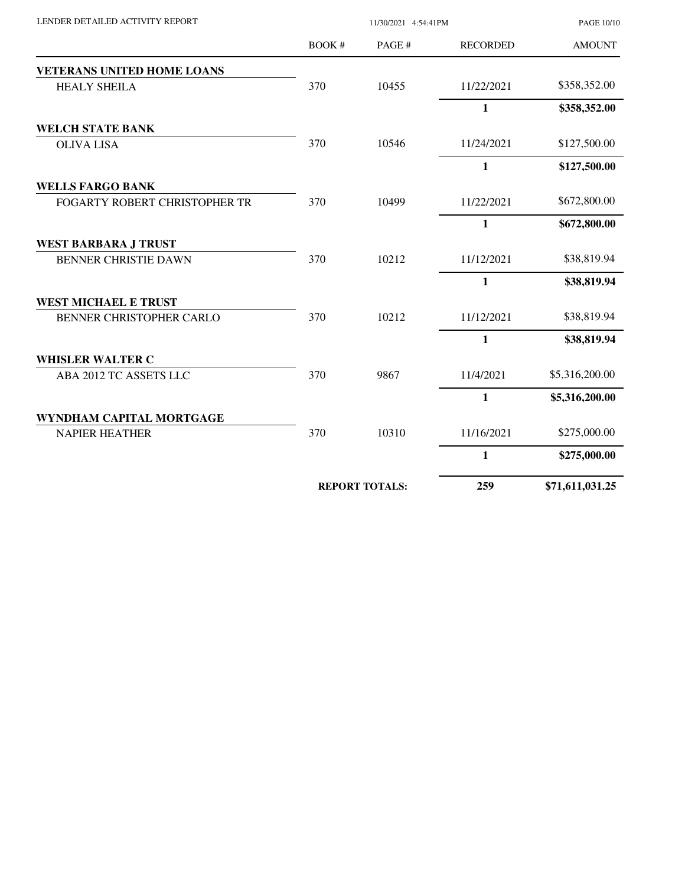| | BOOK # | PAGE # | RECORDED | AMOUNT |
|---|---|---|---|---|
| **VETERANS UNITED HOME LOANS** | | | | |
| HEALY SHEILA | 370 | 10455 | 11/22/2021 | $358,352.00 |
| | | | **1** | **$358,352.00** |
| **WELCH STATE BANK** | | | | |
| OLIVA LISA | 370 | 10546 | 11/24/2021 | $127,500.00 |
| | | | **1** | **$127,500.00** |
| **WELLS FARGO BANK** | | | | |
| FOGARTY ROBERT CHRISTOPHER TR | 370 | 10499 | 11/22/2021 | $672,800.00 |
| | | | **1** | **$672,800.00** |
| **WEST BARBARA J TRUST** | | | | |
| BENNER CHRISTIE DAWN | 370 | 10212 | 11/12/2021 | $38,819.94 |
| | | | **1** | **$38,819.94** |
| **WEST MICHAEL E TRUST** | | | | |
| BENNER CHRISTOPHER CARLO | 370 | 10212 | 11/12/2021 | $38,819.94 |
| | | | **1** | **$38,819.94** |
| **WHISLER WALTER C** | | | | |
| ABA 2012 TC ASSETS LLC | 370 | 9867 | 11/4/2021 | $5,316,200.00 |
| | | | **1** | **$5,316,200.00** |
| **WYNDHAM CAPITAL MORTGAGE** | | | | |
| NAPIER HEATHER | 370 | 10310 | 11/16/2021 | $275,000.00 |
| | | | **1** | **$275,000.00** |
| | **REPORT TOTALS:** | | **259** | **$71,611,031.25** |